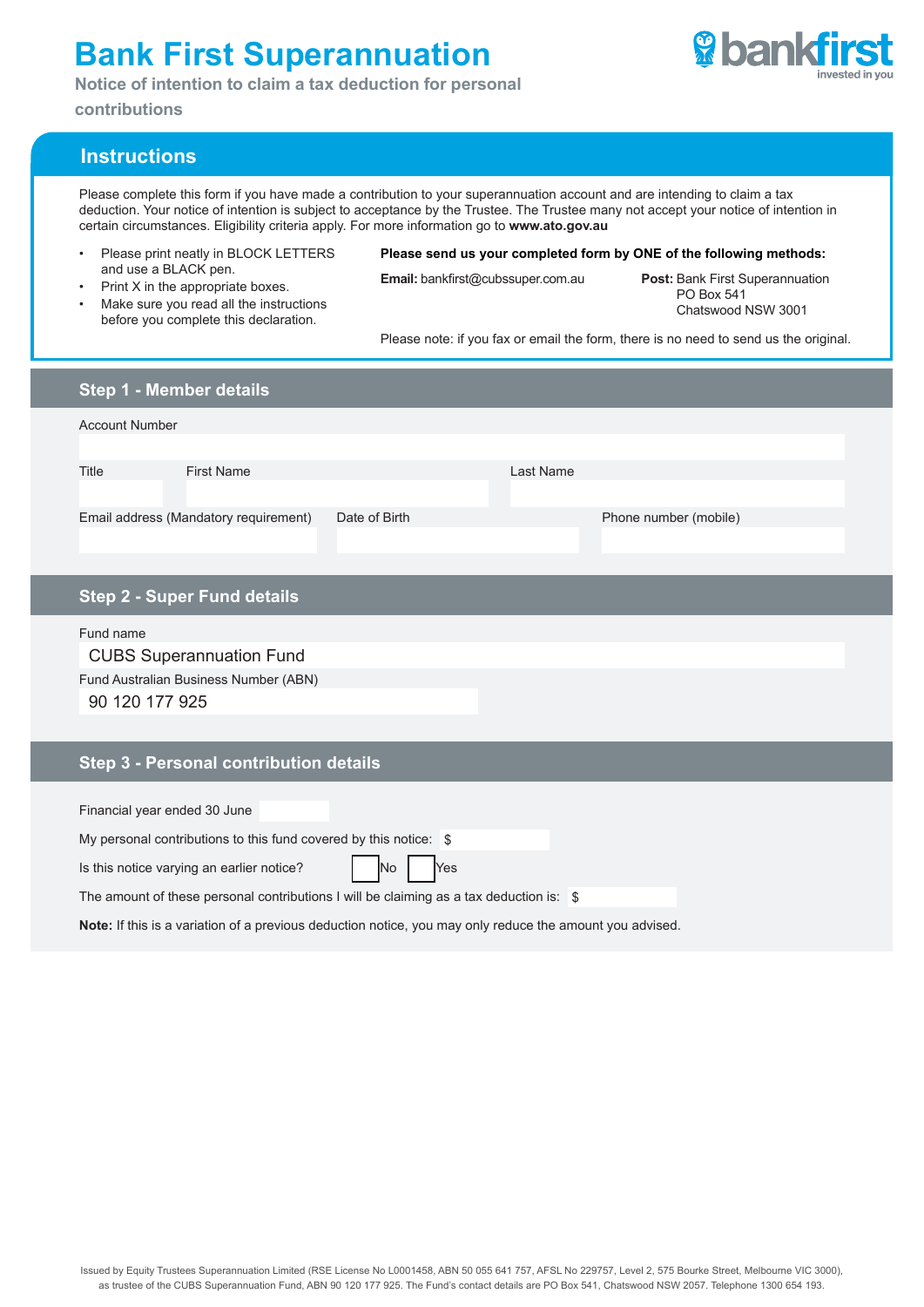# Bank First Superannuation

**Notice of intention to claim a tax deduction for personal contributions**

bankfirst
invested in you

## Instructions

Please complete this form if you have made a contribution to your superannuation account and are intending to claim a tax deduction. Your notice of intention is subject to acceptance by the Trustee. The Trustee many not accept your notice of intention in certain circumstances. Eligibility criteria apply. For more information go to **www.ato.gov.au**

- Please print neatly in BLOCK LETTERS and use a BLACK pen.
- Print X in the appropriate boxes.
- Make sure you read all the instructions before you complete this declaration.

**Please send us your completed form by ONE of the following methods:**

**Email:** bankfirst@cubssuper.com.au

**Post:** Bank First Superannuation
PO Box 541
Chatswood NSW 3001

Please note: if you fax or email the form, there is no need to send us the original.

## Step 1 - Member details

Account Number

Title | First Name | Last Name

Email address (Mandatory requirement) | Date of Birth | Phone number (mobile)

## Step 2 - Super Fund details

Fund name

CUBS Superannuation Fund

Fund Australian Business Number (ABN)

90 120 177 925

## Step 3 - Personal contribution details

Financial year ended 30 June

My personal contributions to this fund covered by this notice: $

Is this notice varying an earlier notice? ☐ No ☐ Yes

The amount of these personal contributions I will be claiming as a tax deduction is: $

**Note:** If this is a variation of a previous deduction notice, you may only reduce the amount you advised.

Issued by Equity Trustees Superannuation Limited (RSE License No L0001458, ABN 50 055 641 757, AFSL No 229757, Level 2, 575 Bourke Street, Melbourne VIC 3000), as trustee of the CUBS Superannuation Fund, ABN 90 120 177 925. The Fund's contact details are PO Box 541, Chatswood NSW 2057. Telephone 1300 654 193.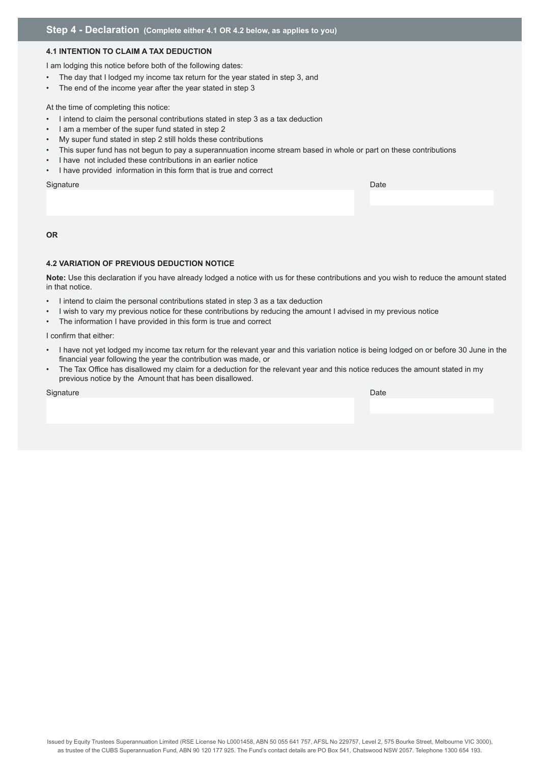## Step 4 - Declaration (Complete either 4.1 OR 4.2 below, as applies to you)

### 4.1 INTENTION TO CLAIM A TAX DEDUCTION

I am lodging this notice before both of the following dates:

- The day that I lodged my income tax return for the year stated in step 3, and
- The end of the income year after the year stated in step 3

At the time of completing this notice:

- I intend to claim the personal contributions stated in step 3 as a tax deduction
- I am a member of the super fund stated in step 2
- My super fund stated in step 2 still holds these contributions
- This super fund has not begun to pay a superannuation income stream based in whole or part on these contributions
- I have not included these contributions in an earlier notice
- I have provided information in this form that is true and correct

Signature

Date

**OR**

### 4.2 VARIATION OF PREVIOUS DEDUCTION NOTICE

**Note:** Use this declaration if you have already lodged a notice with us for these contributions and you wish to reduce the amount stated in that notice.

- I intend to claim the personal contributions stated in step 3 as a tax deduction
- I wish to vary my previous notice for these contributions by reducing the amount I advised in my previous notice
- The information I have provided in this form is true and correct

I confirm that either:

- I have not yet lodged my income tax return for the relevant year and this variation notice is being lodged on or before 30 June in the financial year following the year the contribution was made, or
- The Tax Office has disallowed my claim for a deduction for the relevant year and this notice reduces the amount stated in my previous notice by the Amount that has been disallowed.

Signature

Date

Issued by Equity Trustees Superannuation Limited (RSE License No L0001458, ABN 50 055 641 757, AFSL No 229757, Level 2, 575 Bourke Street, Melbourne VIC 3000), as trustee of the CUBS Superannuation Fund, ABN 90 120 177 925. The Fund's contact details are PO Box 541, Chatswood NSW 2057. Telephone 1300 654 193.